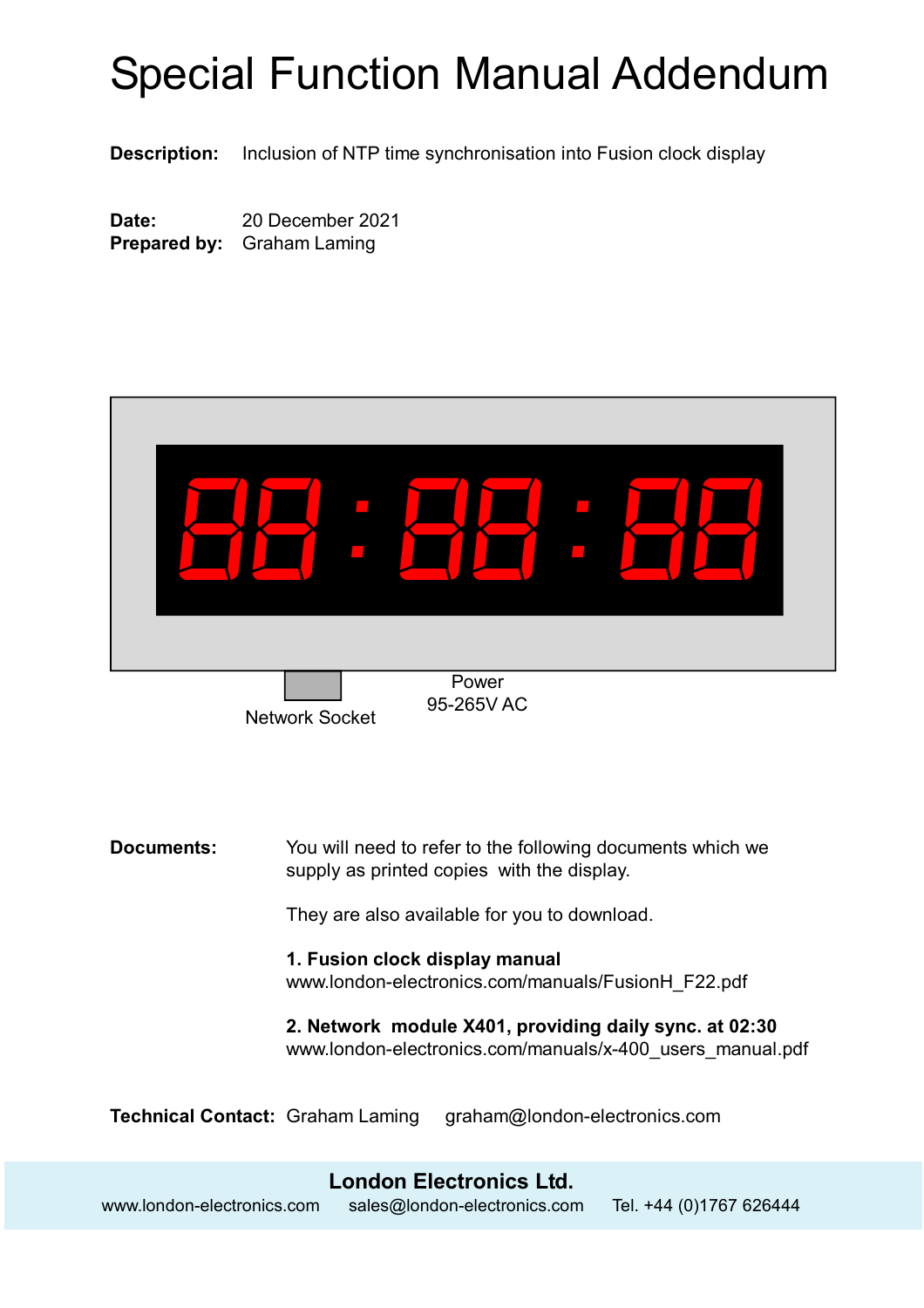# Special Function Manual Addendum

**Description:** Inclusion of NTP time synchronisation into Fusion clock display

**Date:** 20 December 2021
**Prepared by:** Graham Laming

Network Socket

Power
95-265V AC

**Documents:** You will need to refer to the following documents which we supply as printed copies with the display.

They are also available for you to download.

**1. Fusion clock display manual**
www.london-electronics.com/manuals/FusionH_F22.pdf

**2. Network module X401, providing daily sync. at 02:30**
www.london-electronics.com/manuals/x-400_users_manual.pdf

**Technical Contact:** Graham Laming graham@london-electronics.com

**London Electronics Ltd.**
www.london-electronics.com sales@london-electronics.com Tel. +44 (0)1767 626444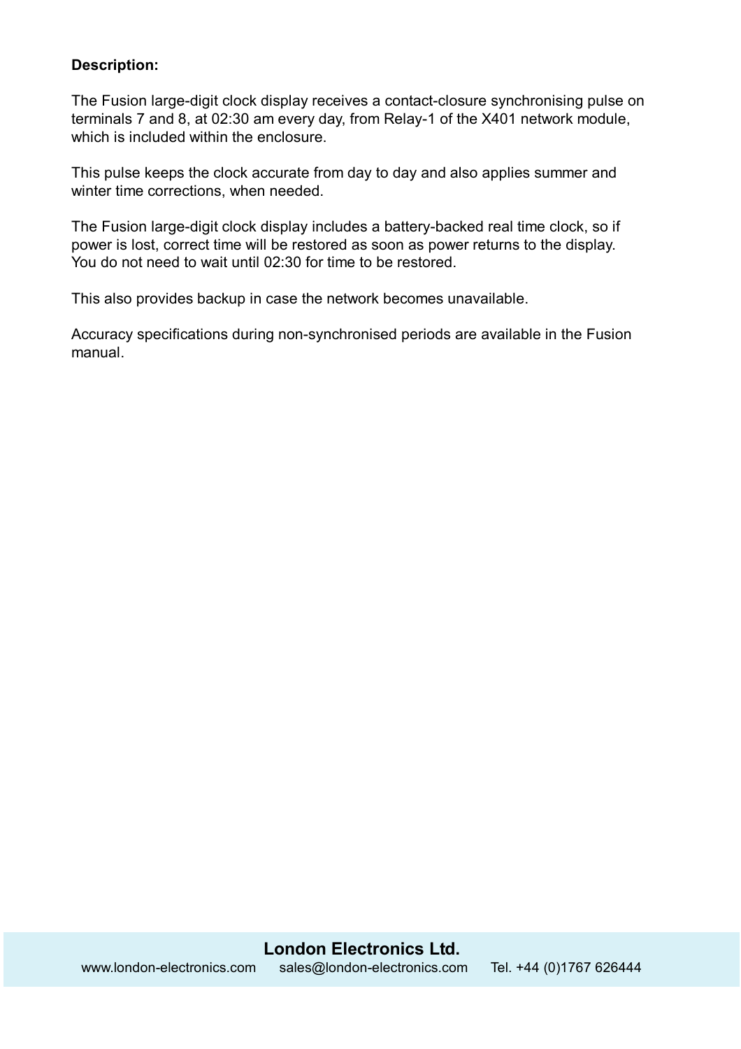**Description:**

The Fusion large-digit clock display receives a contact-closure synchronising pulse on terminals 7 and 8, at 02:30 am every day, from Relay-1 of the X401 network module, which is included within the enclosure.

This pulse keeps the clock accurate from day to day and also applies summer and winter time corrections, when needed.

The Fusion large-digit clock display includes a battery-backed real time clock, so if power is lost, correct time will be restored as soon as power returns to the display. You do not need to wait until 02:30 for time to be restored.

This also provides backup in case the network becomes unavailable.

Accuracy specifications during non-synchronised periods are available in the Fusion manual.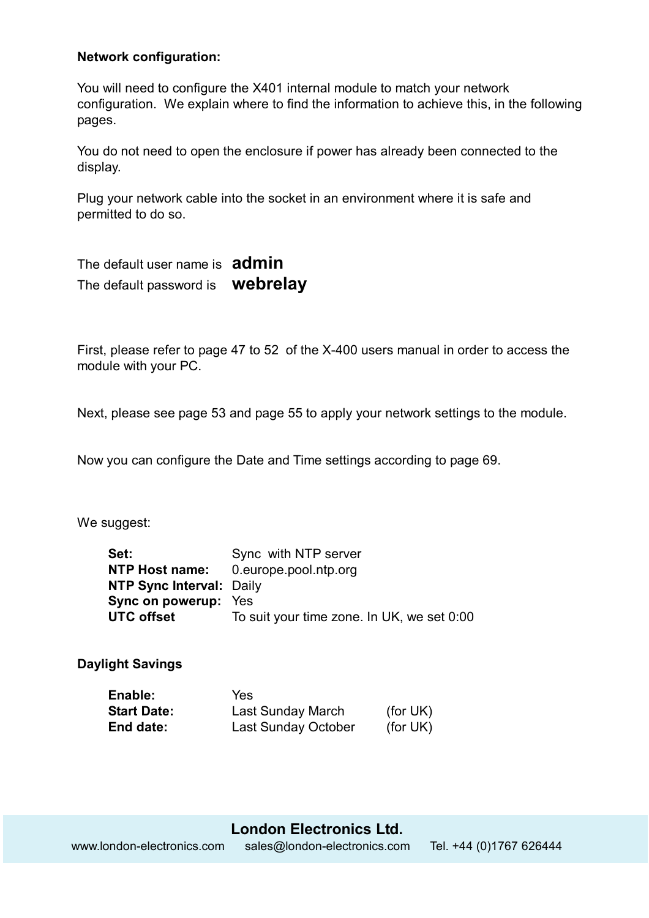**Network configuration:**

You will need to configure the X401 internal module to match your network configuration. We explain where to find the information to achieve this, in the following pages.

You do not need to open the enclosure if power has already been connected to the display.

Plug your network cable into the socket in an environment where it is safe and permitted to do so.

The default user name is **admin**
The default password is **webrelay**

First, please refer to page 47 to 52 of the X-400 users manual in order to access the module with your PC.

Next, please see page 53 and page 55 to apply your network settings to the module.

Now you can configure the Date and Time settings according to page 69.

We suggest:

| | |
|---|---|
| **Set:** | Sync with NTP server |
| **NTP Host name:** | 0.europe.pool.ntp.org |
| **NTP Sync Interval:** | Daily |
| **Sync on powerup:** | Yes |
| **UTC offset** | To suit your time zone. In UK, we set 0:00 |

**Daylight Savings**

| | | |
|---|---|---|
| **Enable:** | Yes | |
| **Start Date:** | Last Sunday March | (for UK) |
| **End date:** | Last Sunday October | (for UK) |

**London Electronics Ltd.**
www.london-electronics.com sales@london-electronics.com Tel. +44 (0)1767 626444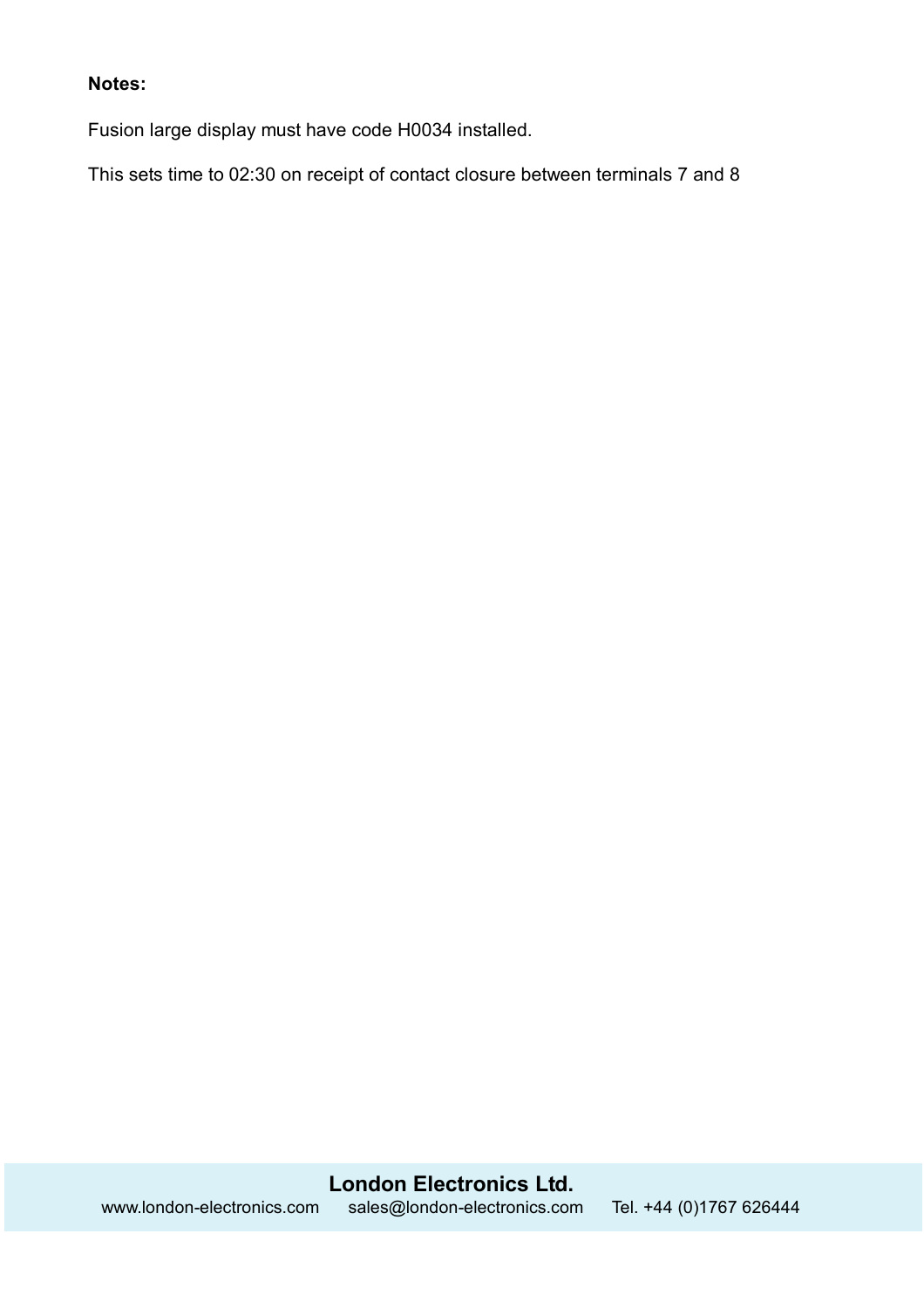**Notes:**

Fusion large display must have code H0034 installed.

This sets time to 02:30 on receipt of contact closure between terminals 7 and 8